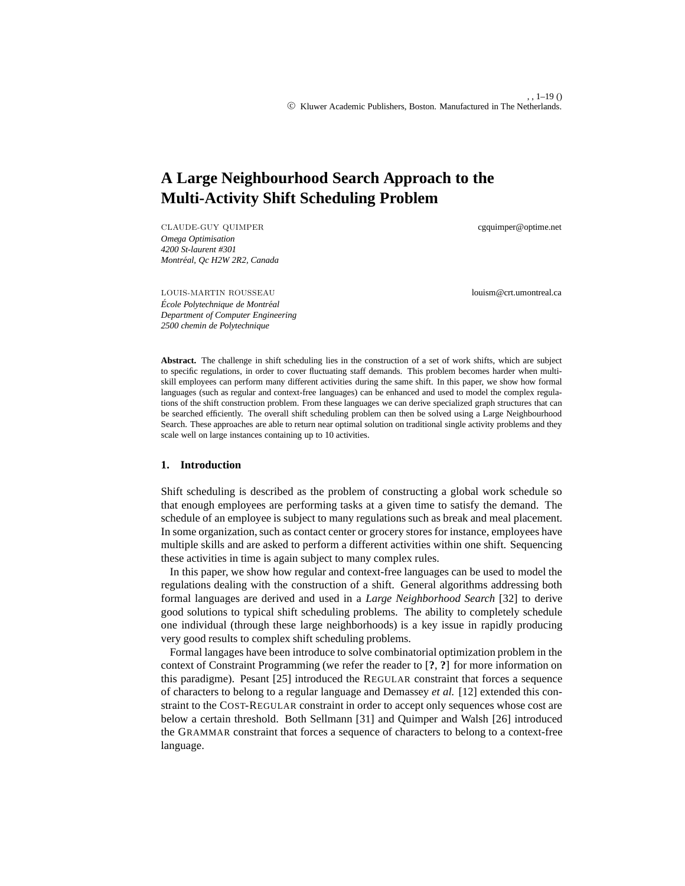# A Large Neighbourhood Search Approach to the Multi-Activity Shift Scheduling Problem

CLAUDE-GUY QUIMPER cgquimper@optime.net
*Omega Optimisation*
*4200 St-laurent #301*
*Montréal, Qc H2W 2R2, Canada*

LOUIS-MARTIN ROUSSEAU louism@crt.umontreal.ca
*École Polytechnique de Montréal*
*Department of Computer Engineering*
*2500 chemin de Polytechnique*

**Abstract.** The challenge in shift scheduling lies in the construction of a set of work shifts, which are subject to specific regulations, in order to cover fluctuating staff demands. This problem becomes harder when multi-skill employees can perform many different activities during the same shift. In this paper, we show how formal languages (such as regular and context-free languages) can be enhanced and used to model the complex regulations of the shift construction problem. From these languages we can derive specialized graph structures that can be searched efficiently. The overall shift scheduling problem can then be solved using a Large Neighbourhood Search. These approaches are able to return near optimal solution on traditional single activity problems and they scale well on large instances containing up to 10 activities.

## 1. Introduction

Shift scheduling is described as the problem of constructing a global work schedule so that enough employees are performing tasks at a given time to satisfy the demand. The schedule of an employee is subject to many regulations such as break and meal placement. In some organization, such as contact center or grocery stores for instance, employees have multiple skills and are asked to perform a different activities within one shift. Sequencing these activities in time is again subject to many complex rules.

In this paper, we show how regular and context-free languages can be used to model the regulations dealing with the construction of a shift. General algorithms addressing both formal languages are derived and used in a *Large Neighborhood Search* [32] to derive good solutions to typical shift scheduling problems. The ability to completely schedule one individual (through these large neighborhoods) is a key issue in rapidly producing very good results to complex shift scheduling problems.

Formal langages have been introduce to solve combinatorial optimization problem in the context of Constraint Programming (we refer the reader to [**?**, **?**] for more information on this paradigme). Pesant [25] introduced the REGULAR constraint that forces a sequence of characters to belong to a regular language and Demassey *et al.* [12] extended this constraint to the COST-REGULAR constraint in order to accept only sequences whose cost are below a certain threshold. Both Sellmann [31] and Quimper and Walsh [26] introduced the GRAMMAR constraint that forces a sequence of characters to belong to a context-free language.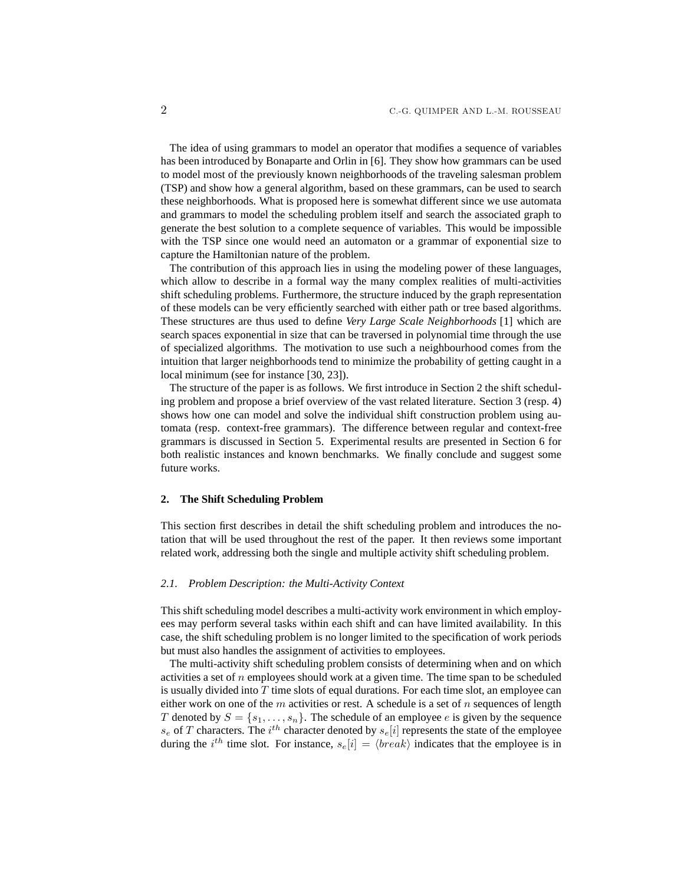The idea of using grammars to model an operator that modifies a sequence of variables has been introduced by Bonaparte and Orlin in [6]. They show how grammars can be used to model most of the previously known neighborhoods of the traveling salesman problem (TSP) and show how a general algorithm, based on these grammars, can be used to search these neighborhoods. What is proposed here is somewhat different since we use automata and grammars to model the scheduling problem itself and search the associated graph to generate the best solution to a complete sequence of variables. This would be impossible with the TSP since one would need an automaton or a grammar of exponential size to capture the Hamiltonian nature of the problem.

The contribution of this approach lies in using the modeling power of these languages, which allow to describe in a formal way the many complex realities of multi-activities shift scheduling problems. Furthermore, the structure induced by the graph representation of these models can be very efficiently searched with either path or tree based algorithms. These structures are thus used to define *Very Large Scale Neighborhoods* [1] which are search spaces exponential in size that can be traversed in polynomial time through the use of specialized algorithms. The motivation to use such a neighbourhood comes from the intuition that larger neighborhoods tend to minimize the probability of getting caught in a local minimum (see for instance [30, 23]).

The structure of the paper is as follows. We first introduce in Section 2 the shift scheduling problem and propose a brief overview of the vast related literature. Section 3 (resp. 4) shows how one can model and solve the individual shift construction problem using automata (resp. context-free grammars). The difference between regular and context-free grammars is discussed in Section 5. Experimental results are presented in Section 6 for both realistic instances and known benchmarks. We finally conclude and suggest some future works.

## 2. The Shift Scheduling Problem

This section first describes in detail the shift scheduling problem and introduces the notation that will be used throughout the rest of the paper. It then reviews some important related work, addressing both the single and multiple activity shift scheduling problem.

### 2.1. Problem Description: the Multi-Activity Context

This shift scheduling model describes a multi-activity work environment in which employees may perform several tasks within each shift and can have limited availability. In this case, the shift scheduling problem is no longer limited to the specification of work periods but must also handles the assignment of activities to employees.

The multi-activity shift scheduling problem consists of determining when and on which activities a set of $n$ employees should work at a given time. The time span to be scheduled is usually divided into $T$ time slots of equal durations. For each time slot, an employee can either work on one of the $m$ activities or rest. A schedule is a set of $n$ sequences of length $T$ denoted by $S = \{s_1, \ldots, s_n\}$. The schedule of an employee $e$ is given by the sequence $s_e$ of $T$ characters. The $i^{th}$ character denoted by $s_e[i]$ represents the state of the employee during the $i^{th}$ time slot. For instance, $s_e[i] = \langle break \rangle$ indicates that the employee is in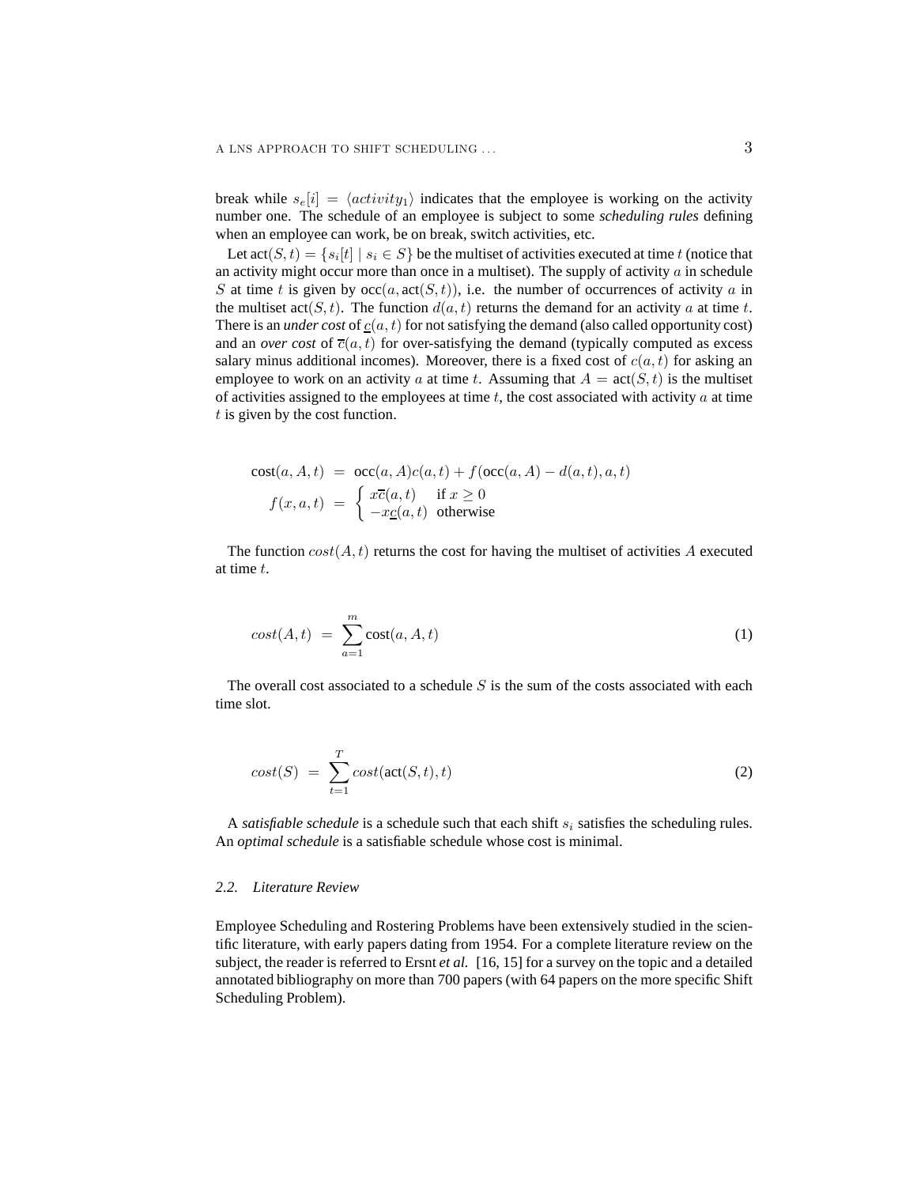break while $s_e[i] = \langle activity_1 \rangle$ indicates that the employee is working on the activity number one. The schedule of an employee is subject to some *scheduling rules* defining when an employee can work, be on break, switch activities, etc.

Let $\text{act}(S,t) = \{s_i[t] \mid s_i \in S\}$ be the multiset of activities executed at time $t$ (notice that an activity might occur more than once in a multiset). The supply of activity $a$ in schedule $S$ at time $t$ is given by $\text{occ}(a, \text{act}(S,t))$, i.e. the number of occurrences of activity $a$ in the multiset $\text{act}(S,t)$. The function $d(a,t)$ returns the demand for an activity $a$ at time $t$. There is an *under cost* of $\underline{c}(a,t)$ for not satisfying the demand (also called opportunity cost) and an *over cost* of $\overline{c}(a,t)$ for over-satisfying the demand (typically computed as excess salary minus additional incomes). Moreover, there is a fixed cost of $c(a,t)$ for asking an employee to work on an activity $a$ at time $t$. Assuming that $A = \text{act}(S,t)$ is the multiset of activities assigned to the employees at time $t$, the cost associated with activity $a$ at time $t$ is given by the cost function.

$$
\begin{aligned}
\text{cost}(a, A, t) &= \text{occ}(a, A)c(a,t) + f(\text{occ}(a, A) - d(a,t), a, t) \\
f(x, a, t) &= \begin{cases} x\overline{c}(a,t) & \text{if } x \geq 0 \\ -x\underline{c}(a,t) & \text{otherwise} \end{cases}
\end{aligned}
$$

The function $cost(A,t)$ returns the cost for having the multiset of activities $A$ executed at time $t$.

$$
cost(A,t) = \sum_{a=1}^{m} \text{cost}(a, A, t) \tag{1}
$$

The overall cost associated to a schedule $S$ is the sum of the costs associated with each time slot.

$$
cost(S) = \sum_{t=1}^{T} cost(\text{act}(S,t), t) \tag{2}
$$

A *satisfiable schedule* is a schedule such that each shift $s_i$ satisfies the scheduling rules. An *optimal schedule* is a satisfiable schedule whose cost is minimal.

### 2.2. Literature Review

Employee Scheduling and Rostering Problems have been extensively studied in the scientific literature, with early papers dating from 1954. For a complete literature review on the subject, the reader is referred to Ersnt *et al.* [16, 15] for a survey on the topic and a detailed annotated bibliography on more than 700 papers (with 64 papers on the more specific Shift Scheduling Problem).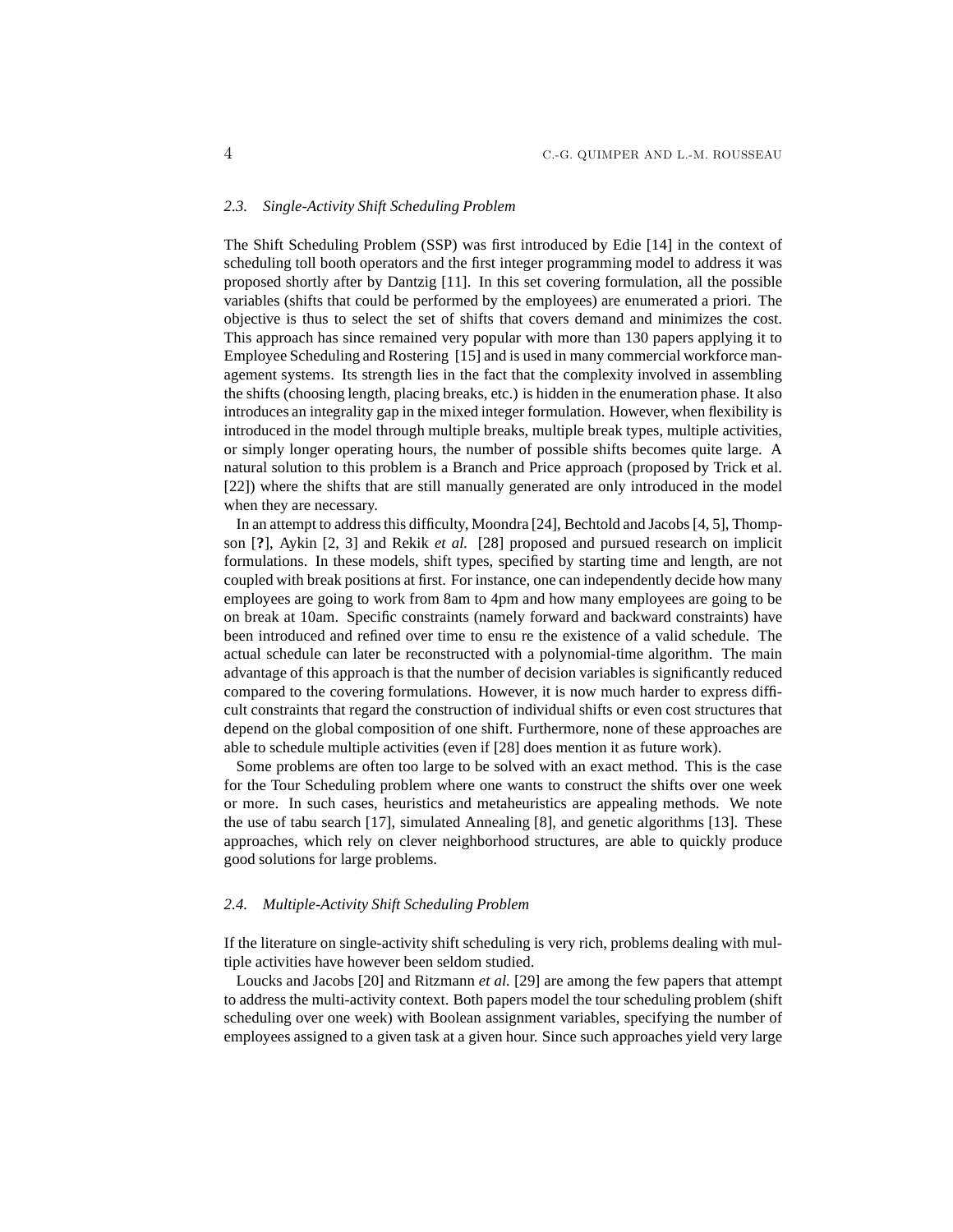### 2.3. *Single-Activity Shift Scheduling Problem*

The Shift Scheduling Problem (SSP) was first introduced by Edie [14] in the context of scheduling toll booth operators and the first integer programming model to address it was proposed shortly after by Dantzig [11]. In this set covering formulation, all the possible variables (shifts that could be performed by the employees) are enumerated a priori. The objective is thus to select the set of shifts that covers demand and minimizes the cost. This approach has since remained very popular with more than 130 papers applying it to Employee Scheduling and Rostering [15] and is used in many commercial workforce management systems. Its strength lies in the fact that the complexity involved in assembling the shifts (choosing length, placing breaks, etc.) is hidden in the enumeration phase. It also introduces an integrality gap in the mixed integer formulation. However, when flexibility is introduced in the model through multiple breaks, multiple break types, multiple activities, or simply longer operating hours, the number of possible shifts becomes quite large. A natural solution to this problem is a Branch and Price approach (proposed by Trick et al. [22]) where the shifts that are still manually generated are only introduced in the model when they are necessary.

In an attempt to address this difficulty, Moondra [24], Bechtold and Jacobs [4, 5], Thompson [**?**], Aykin [2, 3] and Rekik *et al.* [28] proposed and pursued research on implicit formulations. In these models, shift types, specified by starting time and length, are not coupled with break positions at first. For instance, one can independently decide how many employees are going to work from 8am to 4pm and how many employees are going to be on break at 10am. Specific constraints (namely forward and backward constraints) have been introduced and refined over time to ensu re the existence of a valid schedule. The actual schedule can later be reconstructed with a polynomial-time algorithm. The main advantage of this approach is that the number of decision variables is significantly reduced compared to the covering formulations. However, it is now much harder to express difficult constraints that regard the construction of individual shifts or even cost structures that depend on the global composition of one shift. Furthermore, none of these approaches are able to schedule multiple activities (even if [28] does mention it as future work).

Some problems are often too large to be solved with an exact method. This is the case for the Tour Scheduling problem where one wants to construct the shifts over one week or more. In such cases, heuristics and metaheuristics are appealing methods. We note the use of tabu search [17], simulated Annealing [8], and genetic algorithms [13]. These approaches, which rely on clever neighborhood structures, are able to quickly produce good solutions for large problems.

### 2.4. *Multiple-Activity Shift Scheduling Problem*

If the literature on single-activity shift scheduling is very rich, problems dealing with multiple activities have however been seldom studied.

Loucks and Jacobs [20] and Ritzmann *et al.* [29] are among the few papers that attempt to address the multi-activity context. Both papers model the tour scheduling problem (shift scheduling over one week) with Boolean assignment variables, specifying the number of employees assigned to a given task at a given hour. Since such approaches yield very large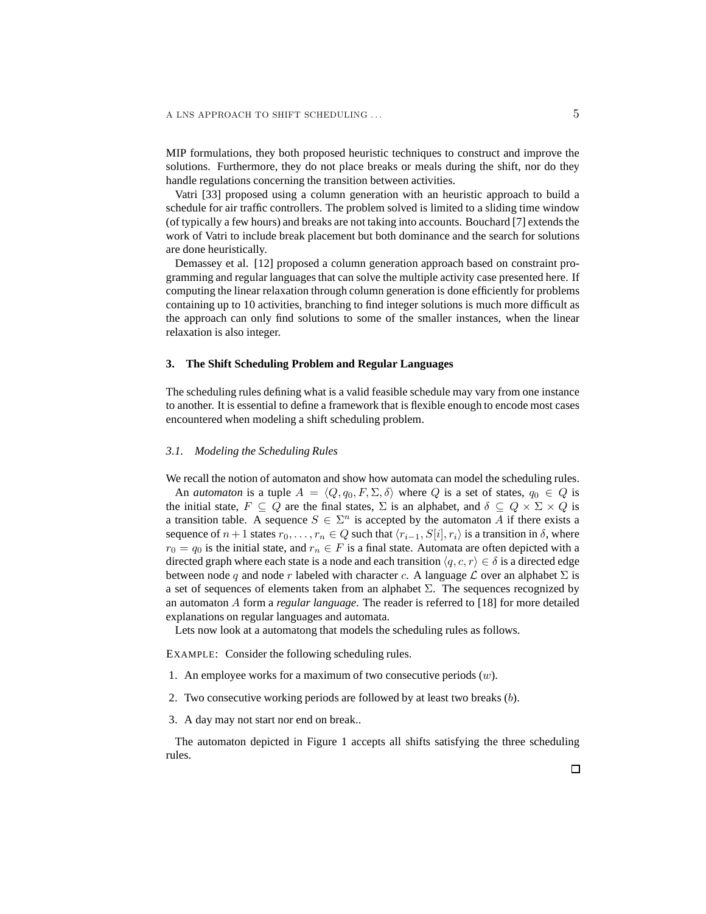MIP formulations, they both proposed heuristic techniques to construct and improve the solutions. Furthermore, they do not place breaks or meals during the shift, nor do they handle regulations concerning the transition between activities.

Vatri [33] proposed using a column generation with an heuristic approach to build a schedule for air traffic controllers. The problem solved is limited to a sliding time window (of typically a few hours) and breaks are not taking into accounts. Bouchard [7] extends the work of Vatri to include break placement but both dominance and the search for solutions are done heuristically.

Demassey et al. [12] proposed a column generation approach based on constraint programming and regular languages that can solve the multiple activity case presented here. If computing the linear relaxation through column generation is done efficiently for problems containing up to 10 activities, branching to find integer solutions is much more difficult as the approach can only find solutions to some of the smaller instances, when the linear relaxation is also integer.

## 3. The Shift Scheduling Problem and Regular Languages

The scheduling rules defining what is a valid feasible schedule may vary from one instance to another. It is essential to define a framework that is flexible enough to encode most cases encountered when modeling a shift scheduling problem.

### 3.1. Modeling the Scheduling Rules

We recall the notion of automaton and show how automata can model the scheduling rules.

An *automaton* is a tuple $A = \langle Q, q_0, F, \Sigma, \delta \rangle$ where $Q$ is a set of states, $q_0 \in Q$ is the initial state, $F \subseteq Q$ are the final states, $\Sigma$ is an alphabet, and $\delta \subseteq Q \times \Sigma \times Q$ is a transition table. A sequence $S \in \Sigma^n$ is accepted by the automaton $A$ if there exists a sequence of $n+1$ states $r_0, \ldots, r_n \in Q$ such that $\langle r_{i-1}, S[i], r_i \rangle$ is a transition in $\delta$, where $r_0 = q_0$ is the initial state, and $r_n \in F$ is a final state. Automata are often depicted with a directed graph where each state is a node and each transition $\langle q, c, r \rangle \in \delta$ is a directed edge between node $q$ and node $r$ labeled with character $c$. A language $\mathcal{L}$ over an alphabet $\Sigma$ is a set of sequences of elements taken from an alphabet $\Sigma$. The sequences recognized by an automaton $A$ form a *regular language*. The reader is referred to [18] for more detailed explanations on regular languages and automata.

Lets now look at a automatong that models the scheduling rules as follows.

EXAMPLE: Consider the following scheduling rules.

1. An employee works for a maximum of two consecutive periods ($w$).

2. Two consecutive working periods are followed by at least two breaks ($b$).

3. A day may not start nor end on break..

The automaton depicted in Figure 1 accepts all shifts satisfying the three scheduling rules.

□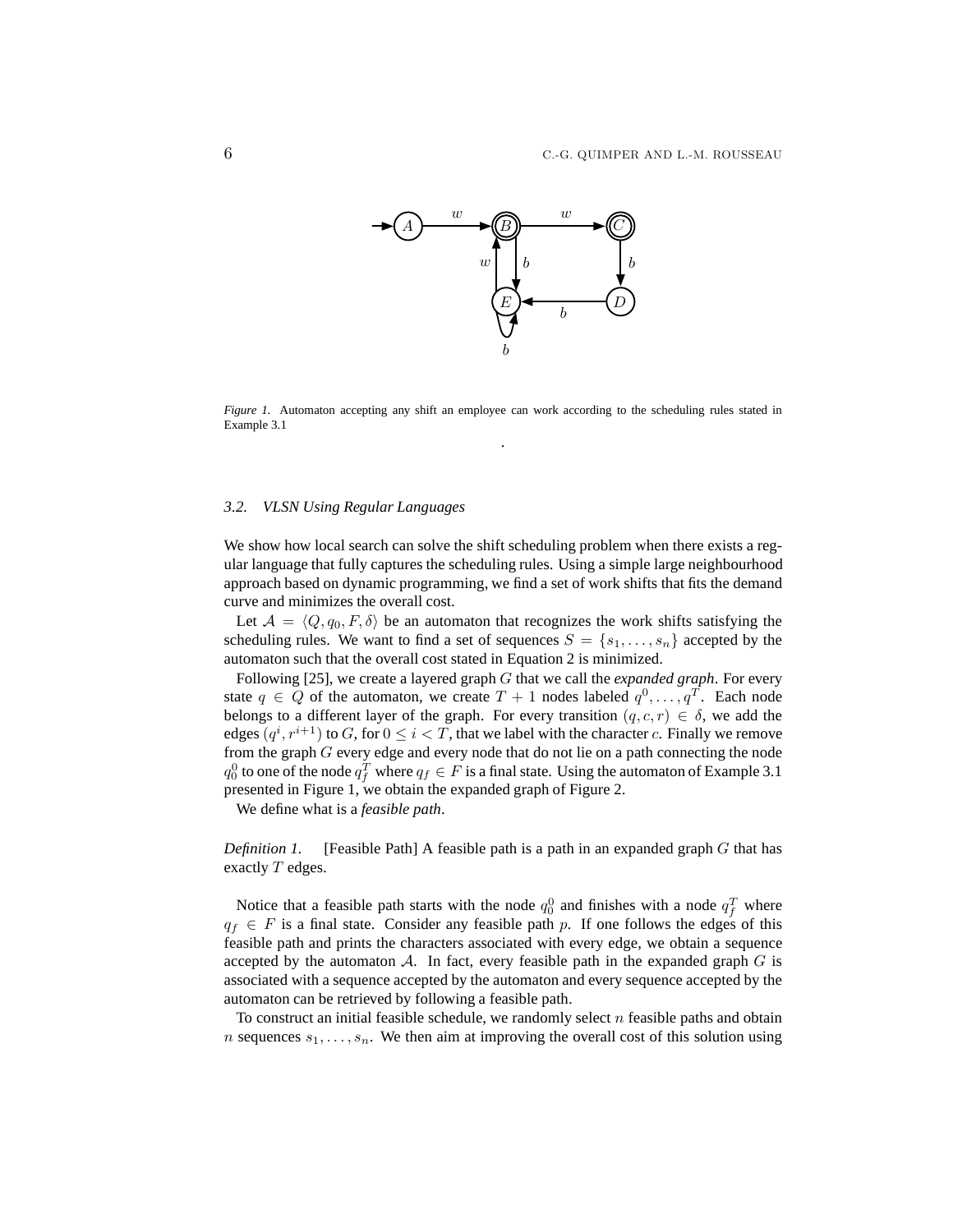*Figure 1.* Automaton accepting any shift an employee can work according to the scheduling rules stated in Example 3.1

.

### *3.2. VLSN Using Regular Languages*

We show how local search can solve the shift scheduling problem when there exists a regular language that fully captures the scheduling rules. Using a simple large neighbourhood approach based on dynamic programming, we find a set of work shifts that fits the demand curve and minimizes the overall cost.

Let $\mathcal{A} = \langle Q, q_0, F, \delta \rangle$ be an automaton that recognizes the work shifts satisfying the scheduling rules. We want to find a set of sequences $S = \{s_1, \ldots, s_n\}$ accepted by the automaton such that the overall cost stated in Equation 2 is minimized.

Following [25], we create a layered graph $G$ that we call the *expanded graph*. For every state $q \in Q$ of the automaton, we create $T + 1$ nodes labeled $q^0, \ldots, q^T$. Each node belongs to a different layer of the graph. For every transition $(q, c, r) \in \delta$, we add the edges $(q^i, r^{i+1})$ to $G$, for $0 \leq i < T$, that we label with the character $c$. Finally we remove from the graph $G$ every edge and every node that do not lie on a path connecting the node $q_0^0$ to one of the node $q_f^T$ where $q_f \in F$ is a final state. Using the automaton of Example 3.1 presented in Figure 1, we obtain the expanded graph of Figure 2.

We define what is a *feasible path*.

*Definition 1.* [Feasible Path] A feasible path is a path in an expanded graph $G$ that has exactly $T$ edges.

Notice that a feasible path starts with the node $q_0^0$ and finishes with a node $q_f^T$ where $q_f \in F$ is a final state. Consider any feasible path $p$. If one follows the edges of this feasible path and prints the characters associated with every edge, we obtain a sequence accepted by the automaton $\mathcal{A}$. In fact, every feasible path in the expanded graph $G$ is associated with a sequence accepted by the automaton and every sequence accepted by the automaton can be retrieved by following a feasible path.

To construct an initial feasible schedule, we randomly select $n$ feasible paths and obtain $n$ sequences $s_1, \ldots, s_n$. We then aim at improving the overall cost of this solution using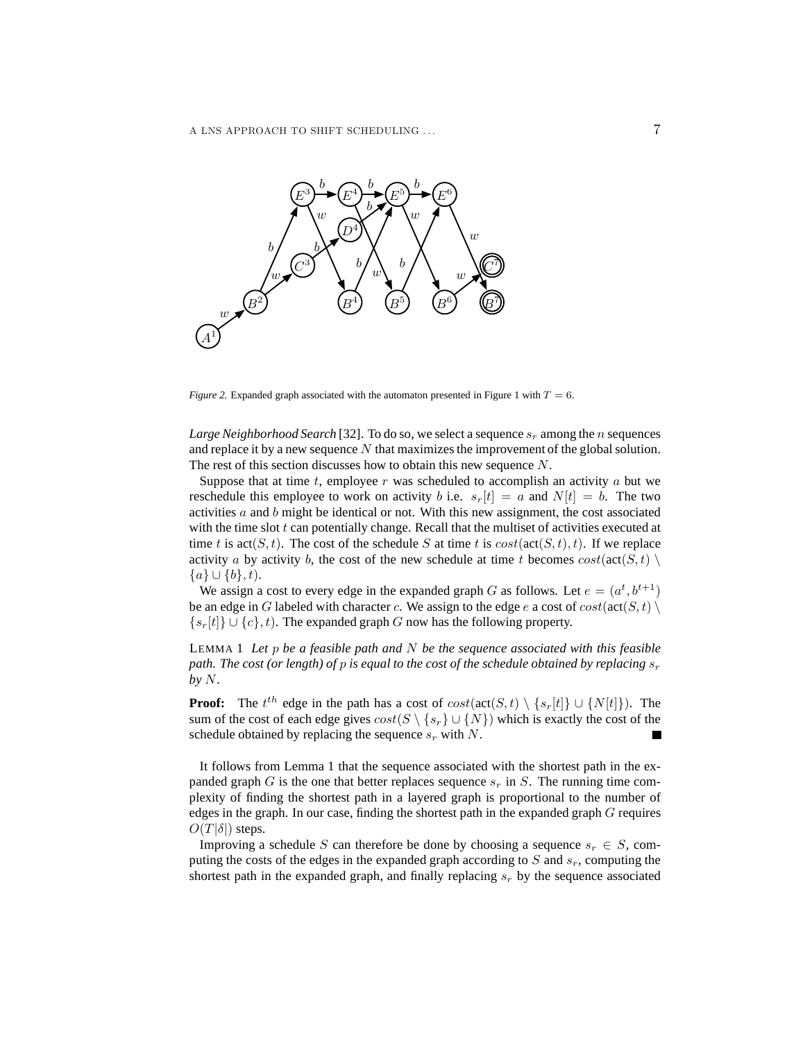*Figure 2.* Expanded graph associated with the automaton presented in Figure 1 with $T = 6$.

*Large Neighborhood Search* [32]. To do so, we select a sequence $s_r$ among the $n$ sequences and replace it by a new sequence $N$ that maximizes the improvement of the global solution. The rest of this section discusses how to obtain this new sequence $N$.

Suppose that at time $t$, employee $r$ was scheduled to accomplish an activity $a$ but we reschedule this employee to work on activity $b$ i.e. $s_r[t] = a$ and $N[t] = b$. The two activities $a$ and $b$ might be identical or not. With this new assignment, the cost associated with the time slot $t$ can potentially change. Recall that the multiset of activities executed at time $t$ is $\text{act}(S, t)$. The cost of the schedule $S$ at time $t$ is $cost(\text{act}(S, t), t)$. If we replace activity $a$ by activity $b$, the cost of the new schedule at time $t$ becomes $cost(\text{act}(S, t) \setminus \{a\} \cup \{b\}, t)$.

We assign a cost to every edge in the expanded graph $G$ as follows. Let $e = (a^t, b^{t+1})$ be an edge in $G$ labeled with character $c$. We assign to the edge $e$ a cost of $cost(\text{act}(S, t) \setminus \{s_r[t]\} \cup \{c\}, t)$. The expanded graph $G$ now has the following property.

LEMMA 1 *Let $p$ be a feasible path and $N$ be the sequence associated with this feasible path. The cost (or length) of $p$ is equal to the cost of the schedule obtained by replacing $s_r$ by $N$.*

**Proof:** The $t^{th}$ edge in the path has a cost of $cost(\text{act}(S, t) \setminus \{s_r[t]\} \cup \{N[t]\})$. The sum of the cost of each edge gives $cost(S \setminus \{s_r\} \cup \{N\})$ which is exactly the cost of the schedule obtained by replacing the sequence $s_r$ with $N$. ∎

It follows from Lemma 1 that the sequence associated with the shortest path in the expanded graph $G$ is the one that better replaces sequence $s_r$ in $S$. The running time complexity of finding the shortest path in a layered graph is proportional to the number of edges in the graph. In our case, finding the shortest path in the expanded graph $G$ requires $O(T|\delta|)$ steps.

Improving a schedule $S$ can therefore be done by choosing a sequence $s_r \in S$, computing the costs of the edges in the expanded graph according to $S$ and $s_r$, computing the shortest path in the expanded graph, and finally replacing $s_r$ by the sequence associated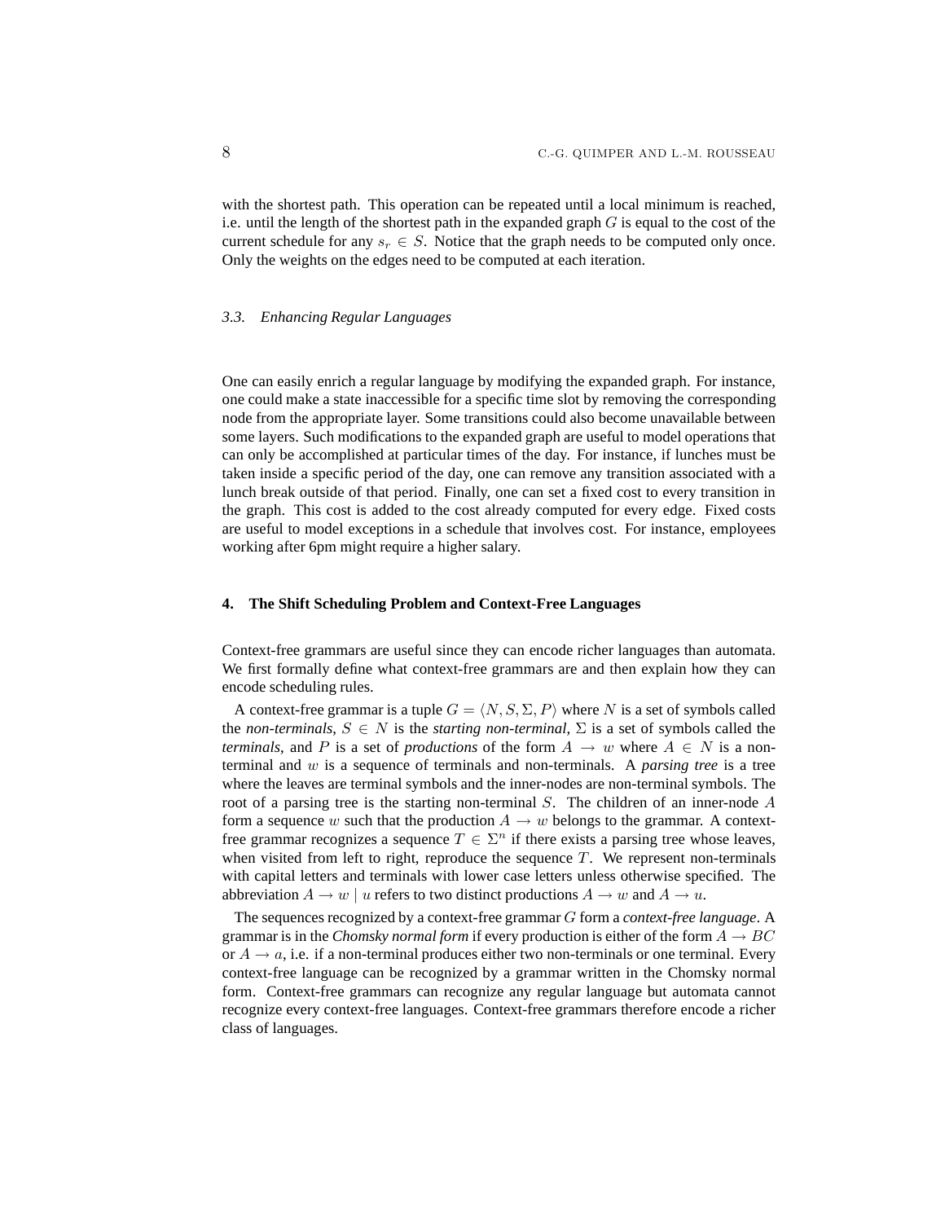with the shortest path. This operation can be repeated until a local minimum is reached, i.e. until the length of the shortest path in the expanded graph $G$ is equal to the cost of the current schedule for any $s_r \in S$. Notice that the graph needs to be computed only once. Only the weights on the edges need to be computed at each iteration.

### *3.3. Enhancing Regular Languages*

One can easily enrich a regular language by modifying the expanded graph. For instance, one could make a state inaccessible for a specific time slot by removing the corresponding node from the appropriate layer. Some transitions could also become unavailable between some layers. Such modifications to the expanded graph are useful to model operations that can only be accomplished at particular times of the day. For instance, if lunches must be taken inside a specific period of the day, one can remove any transition associated with a lunch break outside of that period. Finally, one can set a fixed cost to every transition in the graph. This cost is added to the cost already computed for every edge. Fixed costs are useful to model exceptions in a schedule that involves cost. For instance, employees working after 6pm might require a higher salary.

## 4. The Shift Scheduling Problem and Context-Free Languages

Context-free grammars are useful since they can encode richer languages than automata. We first formally define what context-free grammars are and then explain how they can encode scheduling rules.

A context-free grammar is a tuple $G = \langle N, S, \Sigma, P \rangle$ where $N$ is a set of symbols called the *non-terminals*, $S \in N$ is the *starting non-terminal*, $\Sigma$ is a set of symbols called the *terminals*, and $P$ is a set of *productions* of the form $A \rightarrow w$ where $A \in N$ is a non-terminal and $w$ is a sequence of terminals and non-terminals. A *parsing tree* is a tree where the leaves are terminal symbols and the inner-nodes are non-terminal symbols. The root of a parsing tree is the starting non-terminal $S$. The children of an inner-node $A$ form a sequence $w$ such that the production $A \rightarrow w$ belongs to the grammar. A context-free grammar recognizes a sequence $T \in \Sigma^n$ if there exists a parsing tree whose leaves, when visited from left to right, reproduce the sequence $T$. We represent non-terminals with capital letters and terminals with lower case letters unless otherwise specified. The abbreviation $A \rightarrow w \mid u$ refers to two distinct productions $A \rightarrow w$ and $A \rightarrow u$.

The sequences recognized by a context-free grammar $G$ form a *context-free language*. A grammar is in the *Chomsky normal form* if every production is either of the form $A \rightarrow BC$ or $A \rightarrow a$, i.e. if a non-terminal produces either two non-terminals or one terminal. Every context-free language can be recognized by a grammar written in the Chomsky normal form. Context-free grammars can recognize any regular language but automata cannot recognize every context-free languages. Context-free grammars therefore encode a richer class of languages.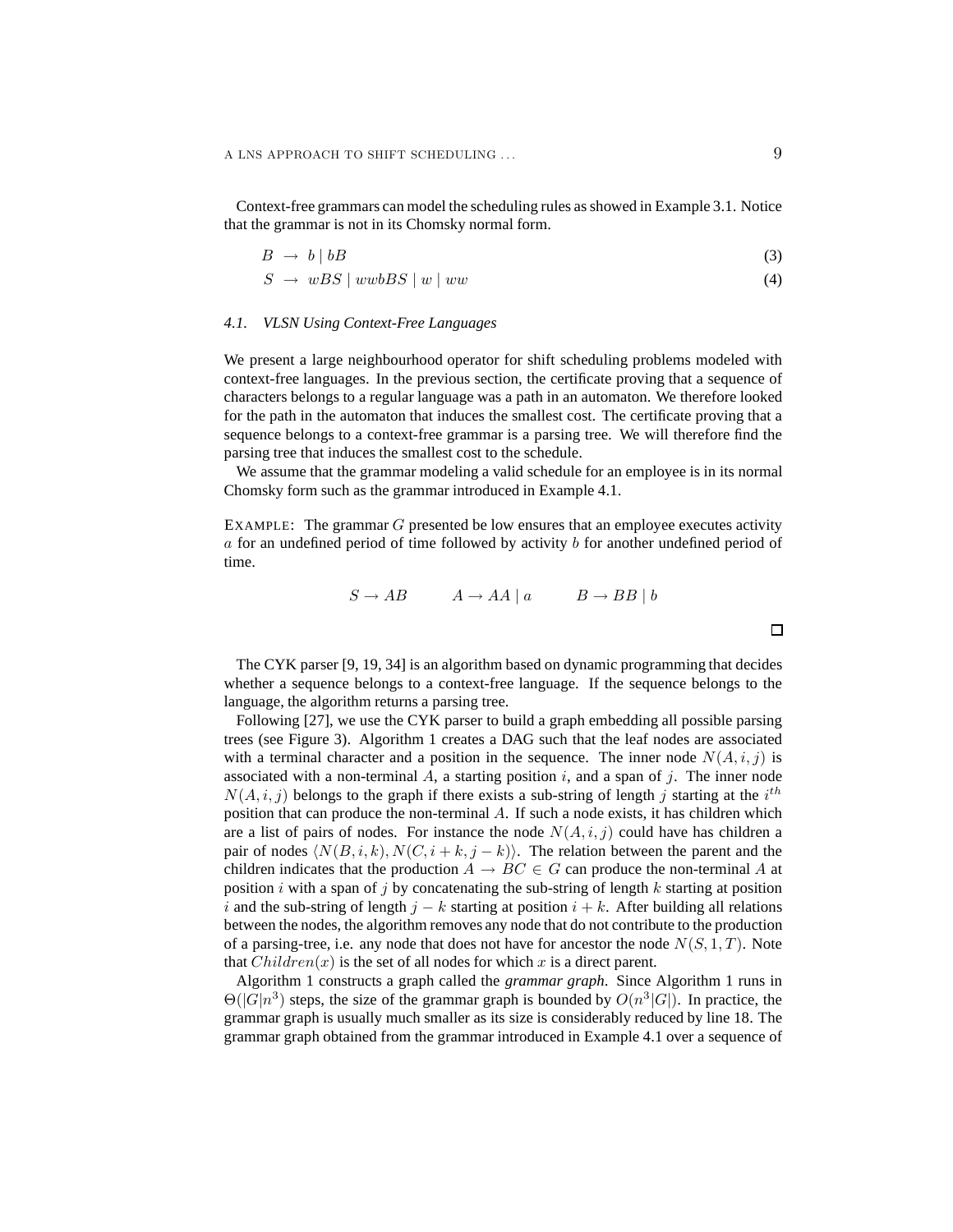Context-free grammars can model the scheduling rules as showed in Example 3.1. Notice that the grammar is not in its Chomsky normal form.

$$B \rightarrow b \mid bB \tag{3}$$

$$S \rightarrow wBS \mid wwbBS \mid w \mid ww \tag{4}$$

### *4.1. VLSN Using Context-Free Languages*

We present a large neighbourhood operator for shift scheduling problems modeled with context-free languages. In the previous section, the certificate proving that a sequence of characters belongs to a regular language was a path in an automaton. We therefore looked for the path in the automaton that induces the smallest cost. The certificate proving that a sequence belongs to a context-free grammar is a parsing tree. We will therefore find the parsing tree that induces the smallest cost to the schedule.

We assume that the grammar modeling a valid schedule for an employee is in its normal Chomsky form such as the grammar introduced in Example 4.1.

EXAMPLE: The grammar $G$ presented be low ensures that an employee executes activity $a$ for an undefined period of time followed by activity $b$ for another undefined period of time.

$$S \rightarrow AB \qquad A \rightarrow AA \mid a \qquad B \rightarrow BB \mid b$$

□

The CYK parser [9, 19, 34] is an algorithm based on dynamic programming that decides whether a sequence belongs to a context-free language. If the sequence belongs to the language, the algorithm returns a parsing tree.

Following [27], we use the CYK parser to build a graph embedding all possible parsing trees (see Figure 3). Algorithm 1 creates a DAG such that the leaf nodes are associated with a terminal character and a position in the sequence. The inner node $N(A, i, j)$ is associated with a non-terminal $A$, a starting position $i$, and a span of $j$. The inner node $N(A, i, j)$ belongs to the graph if there exists a sub-string of length $j$ starting at the $i^{th}$ position that can produce the non-terminal $A$. If such a node exists, it has children which are a list of pairs of nodes. For instance the node $N(A, i, j)$ could have has children a pair of nodes $\langle N(B, i, k), N(C, i + k, j - k)\rangle$. The relation between the parent and the children indicates that the production $A \rightarrow BC \in G$ can produce the non-terminal $A$ at position $i$ with a span of $j$ by concatenating the sub-string of length $k$ starting at position $i$ and the sub-string of length $j - k$ starting at position $i + k$. After building all relations between the nodes, the algorithm removes any node that do not contribute to the production of a parsing-tree, i.e. any node that does not have for ancestor the node $N(S, 1, T)$. Note that $Children(x)$ is the set of all nodes for which $x$ is a direct parent.

Algorithm 1 constructs a graph called the *grammar graph*. Since Algorithm 1 runs in $\Theta(|G|n^3)$ steps, the size of the grammar graph is bounded by $O(n^3|G|)$. In practice, the grammar graph is usually much smaller as its size is considerably reduced by line 18. The grammar graph obtained from the grammar introduced in Example 4.1 over a sequence of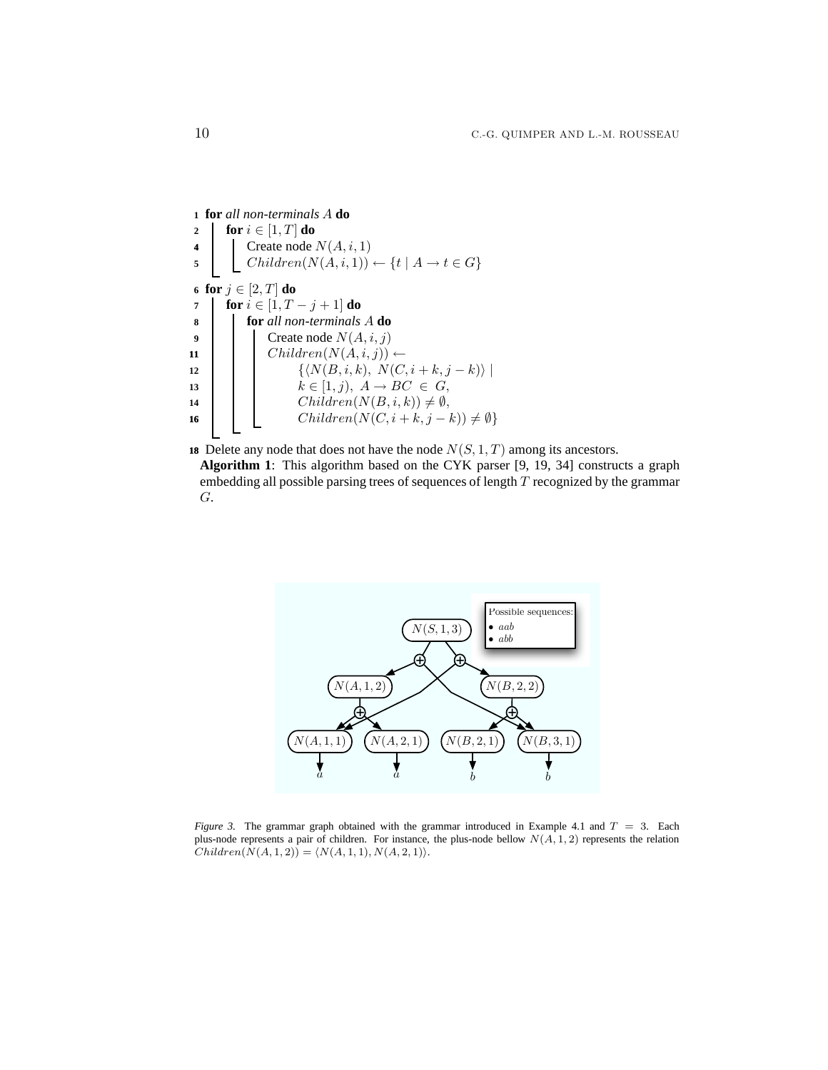```
1  for all non-terminals A do
2      for i ∈ [1, T] do
4          Create node N(A, i, 1)
5          Children(N(A, i, 1)) ← {t | A → t ∈ G}
6  for j ∈ [2, T] do
7      for i ∈ [1, T − j + 1] do
8          for all non-terminals A do
9              Create node N(A, i, j)
11             Children(N(A, i, j)) ←
12                 {⟨N(B, i, k), N(C, i + k, j − k)⟩ |
13                 k ∈ [1, j), A → BC ∈ G,
14                 Children(N(B, i, k)) ≠ ∅,
16                 Children(N(C, i + k, j − k)) ≠ ∅}
18 Delete any node that does not have the node N(S, 1, T) among its ancestors.
```

**Algorithm 1**: This algorithm based on the CYK parser [9, 19, 34] constructs a graph embedding all possible parsing trees of sequences of length $T$ recognized by the grammar $G$.

*Figure 3.* The grammar graph obtained with the grammar introduced in Example 4.1 and $T = 3$. Each plus-node represents a pair of children. For instance, the plus-node bellow $N(A, 1, 2)$ represents the relation $Children(N(A, 1, 2)) = \langle N(A, 1, 1), N(A, 2, 1)\rangle$.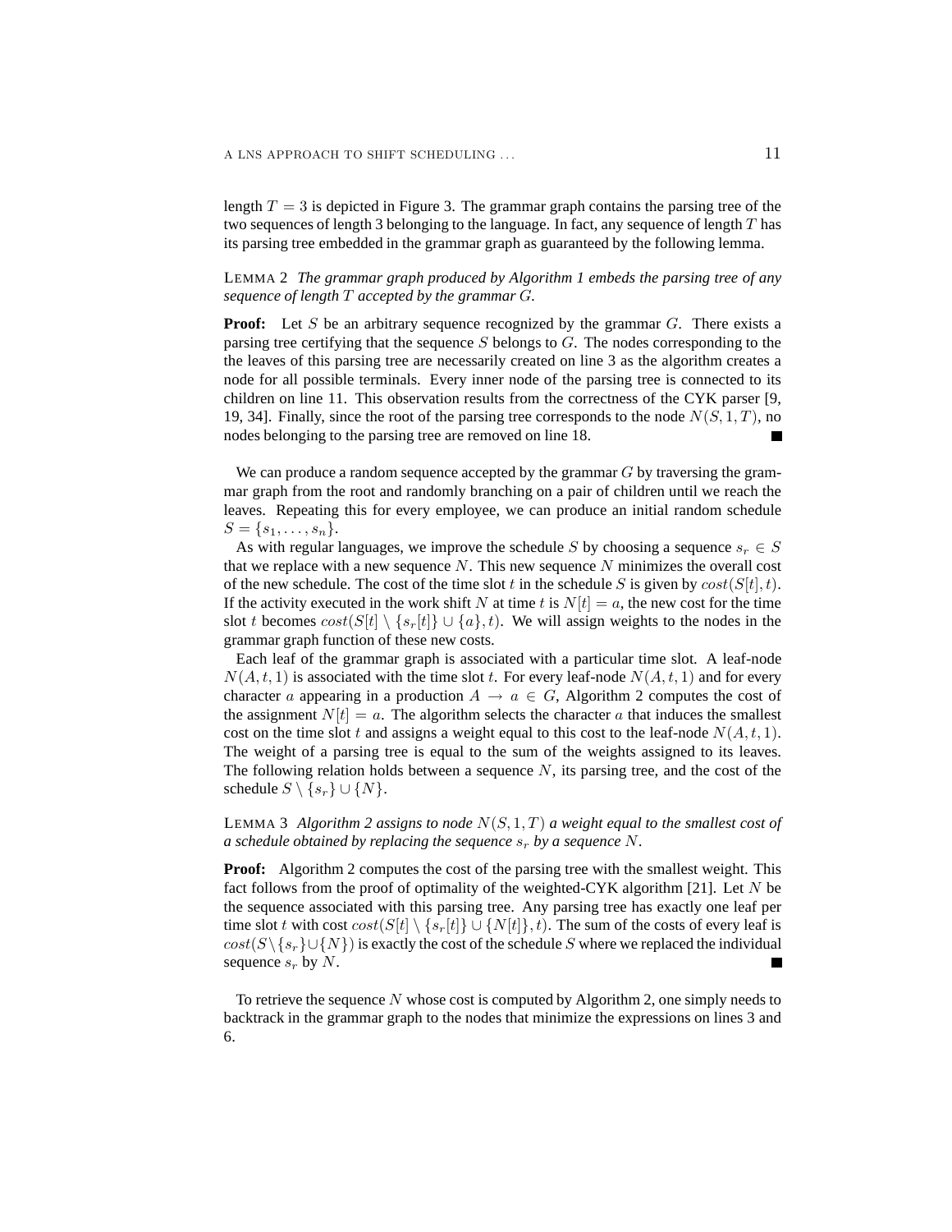length $T = 3$ is depicted in Figure 3. The grammar graph contains the parsing tree of the two sequences of length 3 belonging to the language. In fact, any sequence of length $T$ has its parsing tree embedded in the grammar graph as guaranteed by the following lemma.

LEMMA 2 *The grammar graph produced by Algorithm 1 embeds the parsing tree of any sequence of length $T$ accepted by the grammar $G$.*

**Proof:** Let $S$ be an arbitrary sequence recognized by the grammar $G$. There exists a parsing tree certifying that the sequence $S$ belongs to $G$. The nodes corresponding to the the leaves of this parsing tree are necessarily created on line 3 as the algorithm creates a node for all possible terminals. Every inner node of the parsing tree is connected to its children on line 11. This observation results from the correctness of the CYK parser [9, 19, 34]. Finally, since the root of the parsing tree corresponds to the node $N(S, 1, T)$, no nodes belonging to the parsing tree are removed on line 18. ∎

We can produce a random sequence accepted by the grammar $G$ by traversing the grammar graph from the root and randomly branching on a pair of children until we reach the leaves. Repeating this for every employee, we can produce an initial random schedule $S = \{s_1, \dots, s_n\}$.

As with regular languages, we improve the schedule $S$ by choosing a sequence $s_r \in S$ that we replace with a new sequence $N$. This new sequence $N$ minimizes the overall cost of the new schedule. The cost of the time slot $t$ in the schedule $S$ is given by $cost(S[t], t)$. If the activity executed in the work shift $N$ at time $t$ is $N[t] = a$, the new cost for the time slot $t$ becomes $cost(S[t] \setminus \{s_r[t]\} \cup \{a\}, t)$. We will assign weights to the nodes in the grammar graph function of these new costs.

Each leaf of the grammar graph is associated with a particular time slot. A leaf-node $N(A, t, 1)$ is associated with the time slot $t$. For every leaf-node $N(A, t, 1)$ and for every character $a$ appearing in a production $A \rightarrow a \in G$, Algorithm 2 computes the cost of the assignment $N[t] = a$. The algorithm selects the character $a$ that induces the smallest cost on the time slot $t$ and assigns a weight equal to this cost to the leaf-node $N(A, t, 1)$. The weight of a parsing tree is equal to the sum of the weights assigned to its leaves. The following relation holds between a sequence $N$, its parsing tree, and the cost of the schedule $S \setminus \{s_r\} \cup \{N\}$.

LEMMA 3 *Algorithm 2 assigns to node $N(S, 1, T)$ a weight equal to the smallest cost of a schedule obtained by replacing the sequence $s_r$ by a sequence $N$.*

**Proof:** Algorithm 2 computes the cost of the parsing tree with the smallest weight. This fact follows from the proof of optimality of the weighted-CYK algorithm [21]. Let $N$ be the sequence associated with this parsing tree. Any parsing tree has exactly one leaf per time slot $t$ with cost $cost(S[t] \setminus \{s_r[t]\} \cup \{N[t]\}, t)$. The sum of the costs of every leaf is $cost(S \setminus \{s_r\} \cup \{N\})$ is exactly the cost of the schedule $S$ where we replaced the individual sequence $s_r$ by $N$. ∎

To retrieve the sequence $N$ whose cost is computed by Algorithm 2, one simply needs to backtrack in the grammar graph to the nodes that minimize the expressions on lines 3 and 6.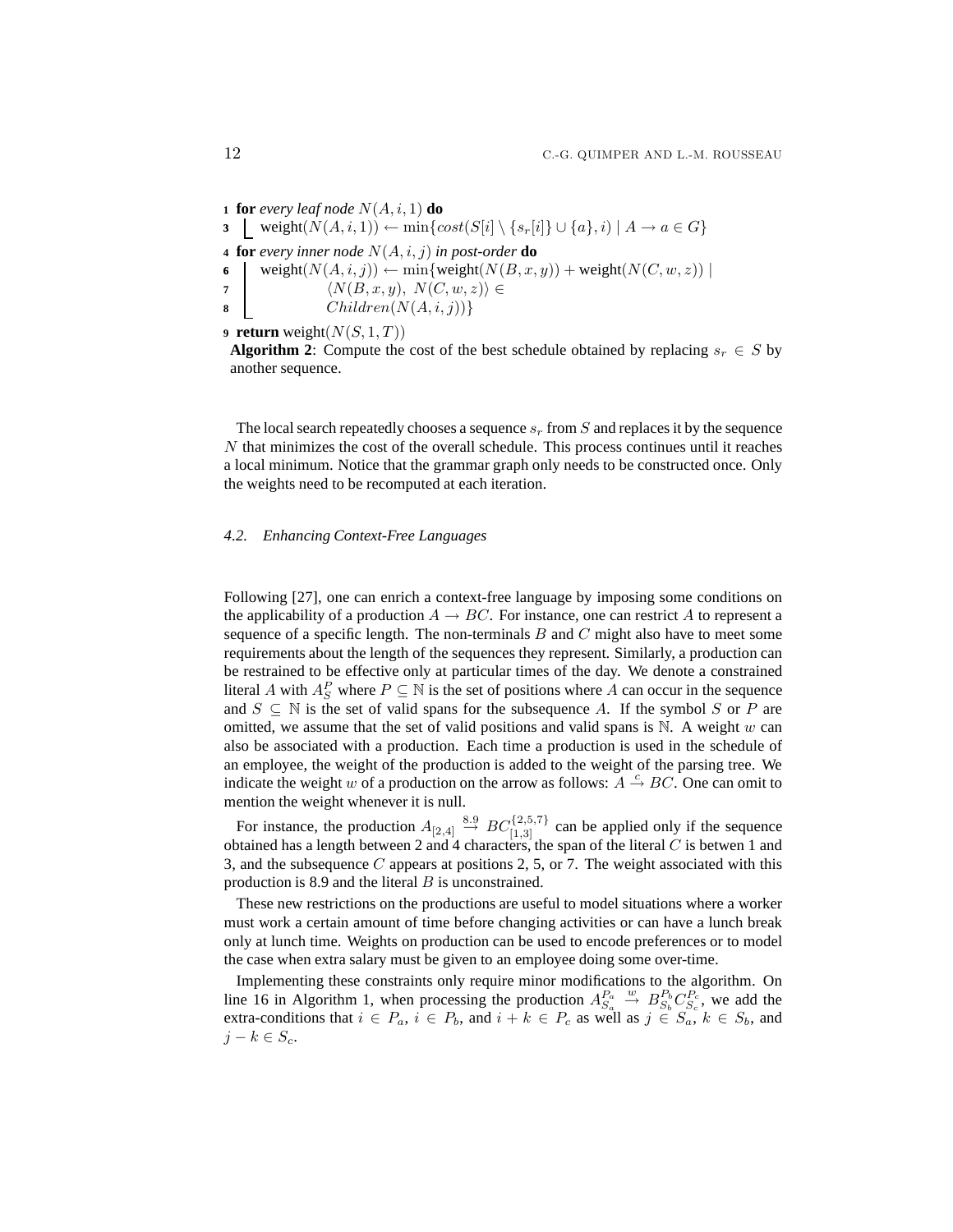```
1 for every leaf node N(A, i, 1) do
3 |  weight(N(A, i, 1)) ← min{cost(S[i] \ {s_r[i]} ∪ {a}, i) | A → a ∈ G}
4 for every inner node N(A, i, j) in post-order do
6 |  weight(N(A, i, j)) ← min{weight(N(B, x, y)) + weight(N(C, w, z)) |
7 |          ⟨N(B, x, y), N(C, w, z)⟩ ∈
8 |          Children(N(A, i, j))}
9 return weight(N(S, 1, T))
```

**Algorithm 2**: Compute the cost of the best schedule obtained by replacing $s_r \in S$ by another sequence.

The local search repeatedly chooses a sequence $s_r$ from $S$ and replaces it by the sequence $N$ that minimizes the cost of the overall schedule. This process continues until it reaches a local minimum. Notice that the grammar graph only needs to be constructed once. Only the weights need to be recomputed at each iteration.

### 4.2. *Enhancing Context-Free Languages*

Following [27], one can enrich a context-free language by imposing some conditions on the applicability of a production $A \rightarrow BC$. For instance, one can restrict $A$ to represent a sequence of a specific length. The non-terminals $B$ and $C$ might also have to meet some requirements about the length of the sequences they represent. Similarly, a production can be restrained to be effective only at particular times of the day. We denote a constrained literal $A$ with $A_S^P$ where $P \subseteq \mathbb{N}$ is the set of positions where $A$ can occur in the sequence and $S \subseteq \mathbb{N}$ is the set of valid spans for the subsequence $A$. If the symbol $S$ or $P$ are omitted, we assume that the set of valid positions and valid spans is $\mathbb{N}$. A weight $w$ can also be associated with a production. Each time a production is used in the schedule of an employee, the weight of the production is added to the weight of the parsing tree. We indicate the weight $w$ of a production on the arrow as follows: $A \xrightarrow{c} BC$. One can omit to mention the weight whenever it is null.

For instance, the production $A_{[2,4]} \xrightarrow{8.9} BC_{[1,3]}^{\{2,5,7\}}$ can be applied only if the sequence obtained has a length between 2 and 4 characters, the span of the literal $C$ is betwen 1 and 3, and the subsequence $C$ appears at positions 2, 5, or 7. The weight associated with this production is 8.9 and the literal $B$ is unconstrained.

These new restrictions on the productions are useful to model situations where a worker must work a certain amount of time before changing activities or can have a lunch break only at lunch time. Weights on production can be used to encode preferences or to model the case when extra salary must be given to an employee doing some over-time.

Implementing these constraints only require minor modifications to the algorithm. On line 16 in Algorithm 1, when processing the production $A_{S_a}^{P_a} \xrightarrow{w} B_{S_b}^{P_b} C_{S_c}^{P_c}$, we add the extra-conditions that $i \in P_a$, $i \in P_b$, and $i + k \in P_c$ as well as $j \in S_a$, $k \in S_b$, and $j - k \in S_c$.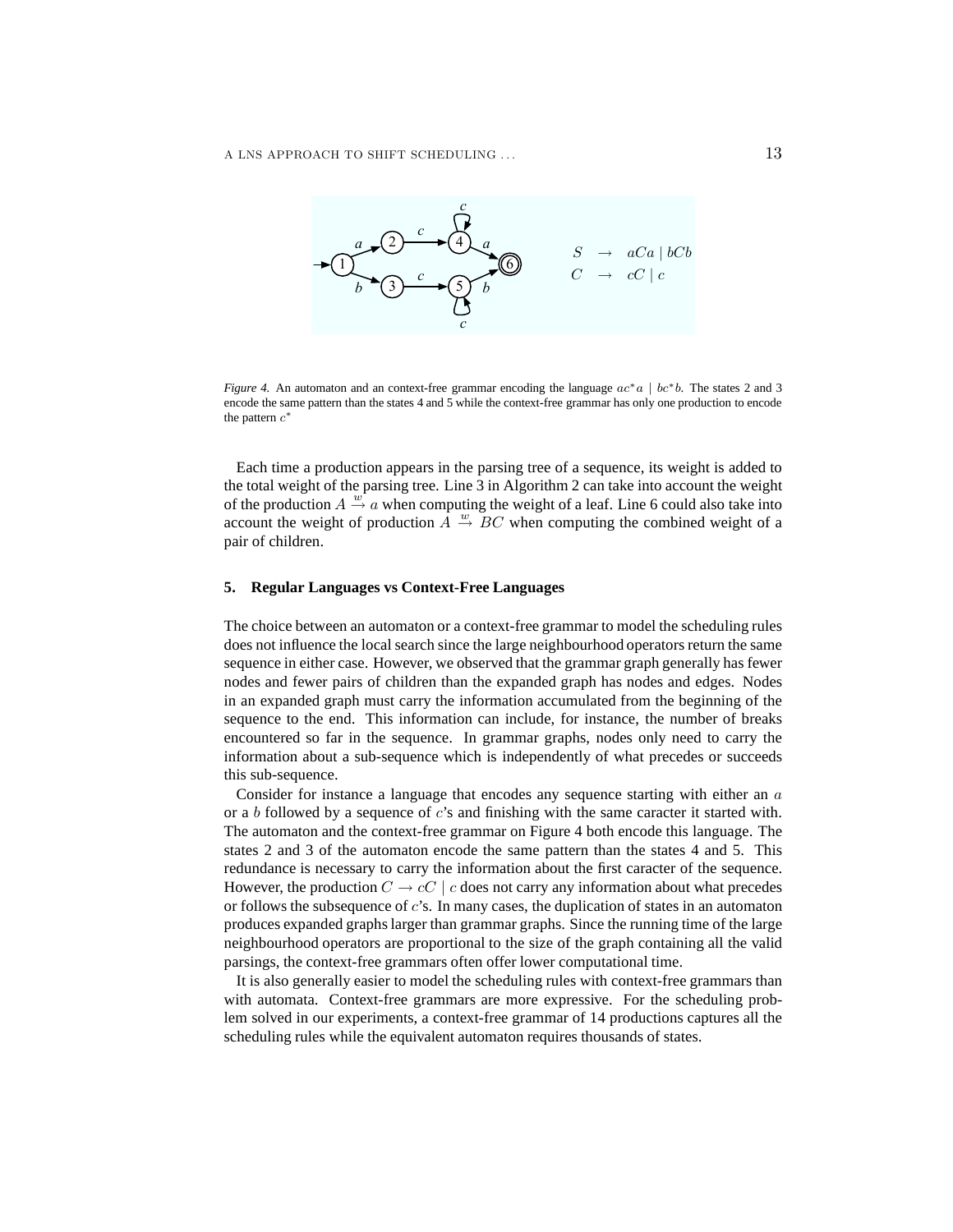*Figure 4.* An automaton and an context-free grammar encoding the language $ac^*a \mid bc^*b$. The states 2 and 3 encode the same pattern than the states 4 and 5 while the context-free grammar has only one production to encode the pattern $c^*$

Each time a production appears in the parsing tree of a sequence, its weight is added to the total weight of the parsing tree. Line 3 in Algorithm 2 can take into account the weight of the production $A \xrightarrow{w} a$ when computing the weight of a leaf. Line 6 could also take into account the weight of production $A \xrightarrow{w} BC$ when computing the combined weight of a pair of children.

## 5. Regular Languages vs Context-Free Languages

The choice between an automaton or a context-free grammar to model the scheduling rules does not influence the local search since the large neighbourhood operators return the same sequence in either case. However, we observed that the grammar graph generally has fewer nodes and fewer pairs of children than the expanded graph has nodes and edges. Nodes in an expanded graph must carry the information accumulated from the beginning of the sequence to the end. This information can include, for instance, the number of breaks encountered so far in the sequence. In grammar graphs, nodes only need to carry the information about a sub-sequence which is independently of what precedes or succeeds this sub-sequence.

Consider for instance a language that encodes any sequence starting with either an $a$ or a $b$ followed by a sequence of $c$'s and finishing with the same caracter it started with. The automaton and the context-free grammar on Figure 4 both encode this language. The states 2 and 3 of the automaton encode the same pattern than the states 4 and 5. This redundance is necessary to carry the information about the first caracter of the sequence. However, the production $C \to cC \mid c$ does not carry any information about what precedes or follows the subsequence of $c$'s. In many cases, the duplication of states in an automaton produces expanded graphs larger than grammar graphs. Since the running time of the large neighbourhood operators are proportional to the size of the graph containing all the valid parsings, the context-free grammars often offer lower computational time.

It is also generally easier to model the scheduling rules with context-free grammars than with automata. Context-free grammars are more expressive. For the scheduling problem solved in our experiments, a context-free grammar of 14 productions captures all the scheduling rules while the equivalent automaton requires thousands of states.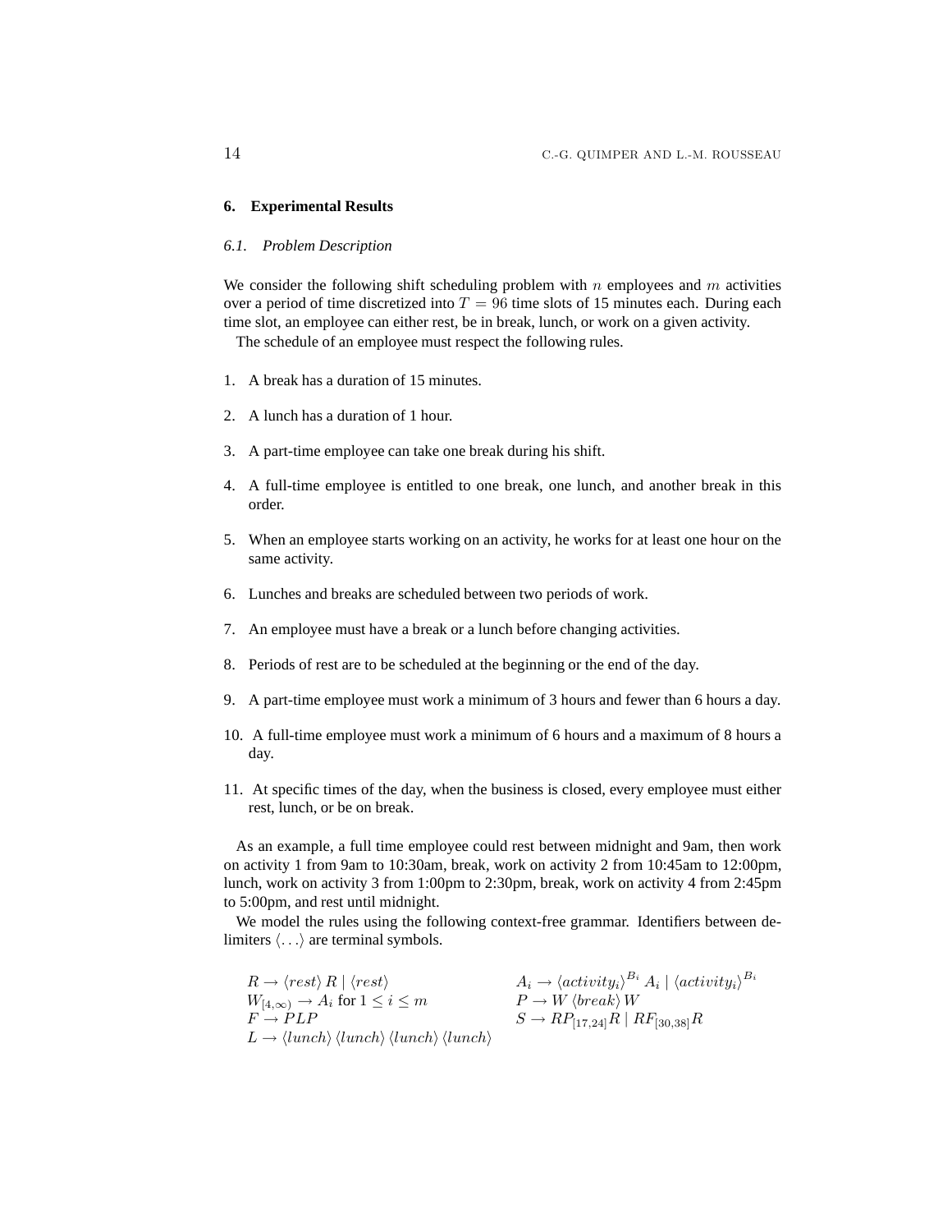## 6. Experimental Results

### 6.1. Problem Description

We consider the following shift scheduling problem with $n$ employees and $m$ activities over a period of time discretized into $T = 96$ time slots of 15 minutes each. During each time slot, an employee can either rest, be in break, lunch, or work on a given activity.

The schedule of an employee must respect the following rules.

1. A break has a duration of 15 minutes.
2. A lunch has a duration of 1 hour.
3. A part-time employee can take one break during his shift.
4. A full-time employee is entitled to one break, one lunch, and another break in this order.
5. When an employee starts working on an activity, he works for at least one hour on the same activity.
6. Lunches and breaks are scheduled between two periods of work.
7. An employee must have a break or a lunch before changing activities.
8. Periods of rest are to be scheduled at the beginning or the end of the day.
9. A part-time employee must work a minimum of 3 hours and fewer than 6 hours a day.
10. A full-time employee must work a minimum of 6 hours and a maximum of 8 hours a day.
11. At specific times of the day, when the business is closed, every employee must either rest, lunch, or be on break.

As an example, a full time employee could rest between midnight and 9am, then work on activity 1 from 9am to 10:30am, break, work on activity 2 from 10:45am to 12:00pm, lunch, work on activity 3 from 1:00pm to 2:30pm, break, work on activity 4 from 2:45pm to 5:00pm, and rest until midnight.

We model the rules using the following context-free grammar. Identifiers between delimiters $\langle \ldots \rangle$ are terminal symbols.

$$
\begin{array}{ll}
R \rightarrow \langle rest \rangle \, R \mid \langle rest \rangle & A_i \rightarrow \langle activity_i \rangle^{B_i} \, A_i \mid \langle activity_i \rangle^{B_i} \\
W_{[4,\infty)} \rightarrow A_i \text{ for } 1 \leq i \leq m & P \rightarrow W \, \langle break \rangle \, W \\
F \rightarrow PLP & S \rightarrow RP_{[17,24]}R \mid RF_{[30,38]}R \\
L \rightarrow \langle lunch \rangle \, \langle lunch \rangle \, \langle lunch \rangle \, \langle lunch \rangle &
\end{array}
$$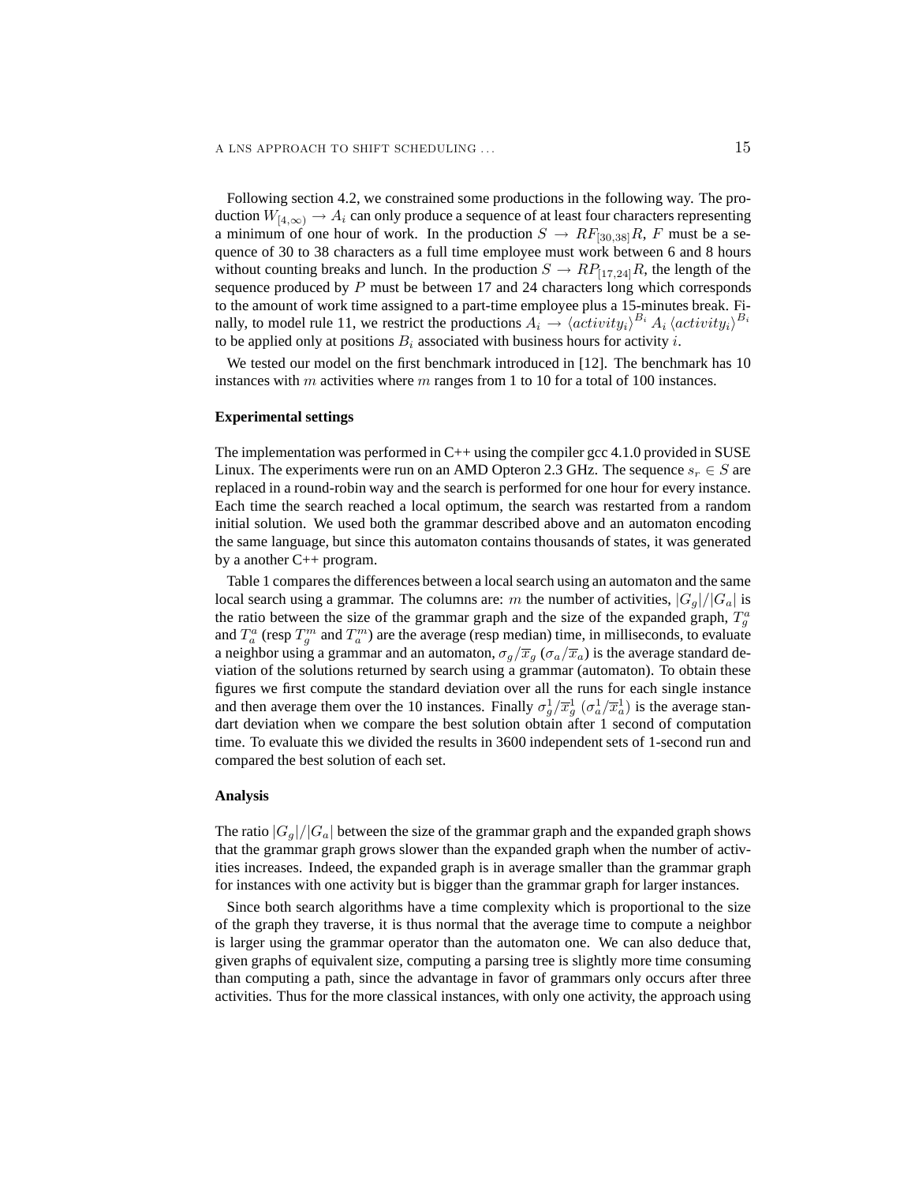Following section 4.2, we constrained some productions in the following way. The production $W_{[4,\infty)} \to A_i$ can only produce a sequence of at least four characters representing a minimum of one hour of work. In the production $S \to RF_{[30,38]}R$, $F$ must be a sequence of 30 to 38 characters as a full time employee must work between 6 and 8 hours without counting breaks and lunch. In the production $S \to RP_{[17,24]}R$, the length of the sequence produced by $P$ must be between 17 and 24 characters long which corresponds to the amount of work time assigned to a part-time employee plus a 15-minutes break. Finally, to model rule 11, we restrict the productions $A_i \to \langle activity_i \rangle^{B_i} A_i \langle activity_i \rangle^{B_i}$ to be applied only at positions $B_i$ associated with business hours for activity $i$.

We tested our model on the first benchmark introduced in [12]. The benchmark has 10 instances with $m$ activities where $m$ ranges from 1 to 10 for a total of 100 instances.

### Experimental settings

The implementation was performed in C++ using the compiler gcc 4.1.0 provided in SUSE Linux. The experiments were run on an AMD Opteron 2.3 GHz. The sequence $s_r \in S$ are replaced in a round-robin way and the search is performed for one hour for every instance. Each time the search reached a local optimum, the search was restarted from a random initial solution. We used both the grammar described above and an automaton encoding the same language, but since this automaton contains thousands of states, it was generated by a another C++ program.

Table 1 compares the differences between a local search using an automaton and the same local search using a grammar. The columns are: $m$ the number of activities, $|G_g|/|G_a|$ is the ratio between the size of the grammar graph and the size of the expanded graph, $T_g^a$ and $T_a^a$ (resp $T_g^m$ and $T_a^m$) are the average (resp median) time, in milliseconds, to evaluate a neighbor using a grammar and an automaton, $\sigma_g/\overline{x}_g$ ($\sigma_a/\overline{x}_a$) is the average standard deviation of the solutions returned by search using a grammar (automaton). To obtain these figures we first compute the standard deviation over all the runs for each single instance and then average them over the 10 instances. Finally $\sigma_g^1/\overline{x}_g^1$ ($\sigma_a^1/\overline{x}_a^1$) is the average standart deviation when we compare the best solution obtain after 1 second of computation time. To evaluate this we divided the results in 3600 independent sets of 1-second run and compared the best solution of each set.

### Analysis

The ratio $|G_g|/|G_a|$ between the size of the grammar graph and the expanded graph shows that the grammar graph grows slower than the expanded graph when the number of activities increases. Indeed, the expanded graph is in average smaller than the grammar graph for instances with one activity but is bigger than the grammar graph for larger instances.

Since both search algorithms have a time complexity which is proportional to the size of the graph they traverse, it is thus normal that the average time to compute a neighbor is larger using the grammar operator than the automaton one. We can also deduce that, given graphs of equivalent size, computing a parsing tree is slightly more time consuming than computing a path, since the advantage in favor of grammars only occurs after three activities. Thus for the more classical instances, with only one activity, the approach using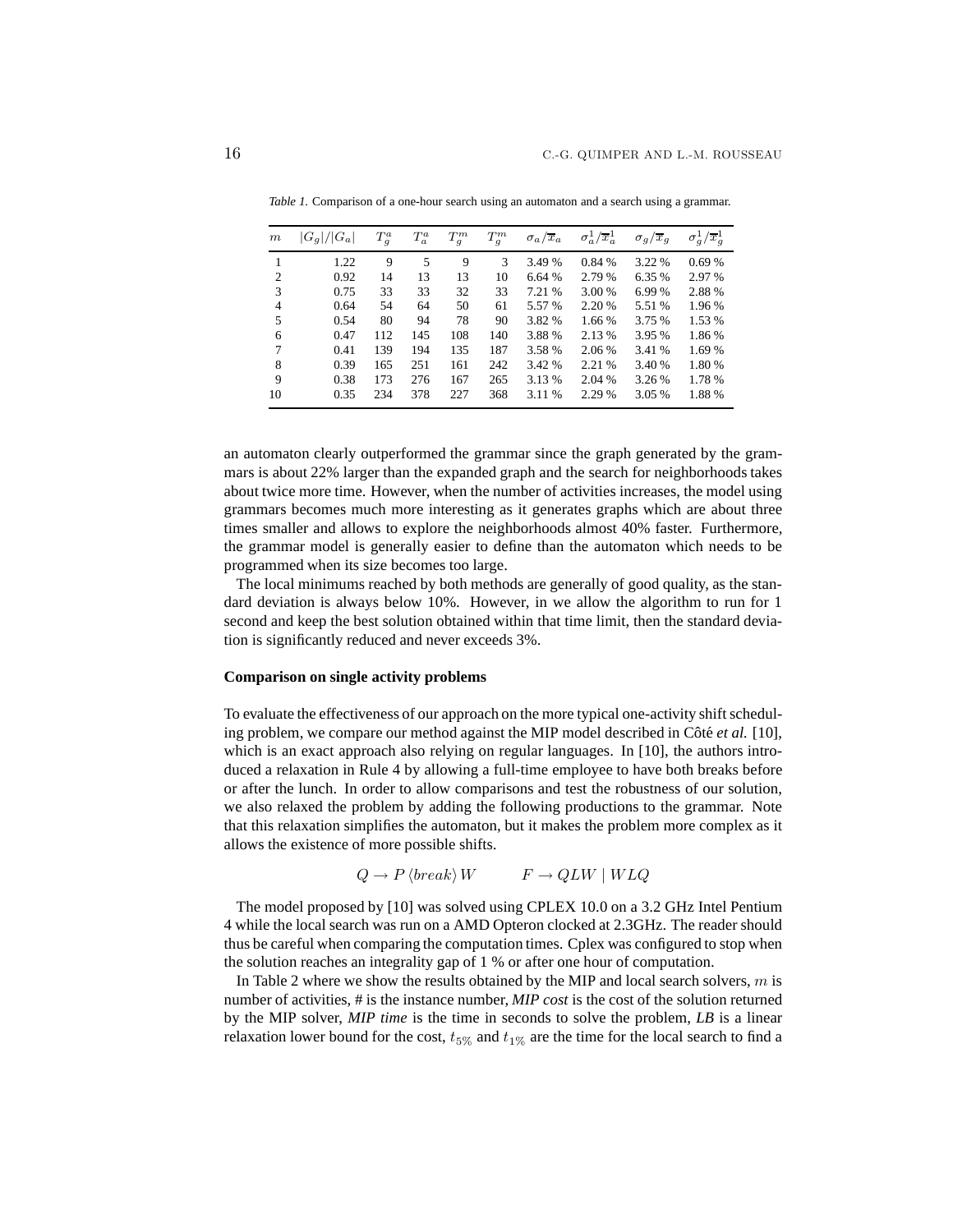*Table 1.* Comparison of a one-hour search using an automaton and a search using a grammar.

| $m$ | $\lvert G_g\rvert/\lvert G_a\rvert$ | $T_g^a$ | $T_a^a$ | $T_g^m$ | $T_g^m$ | $\sigma_a/\overline{x}_a$ | $\sigma_a^1/\overline{x}_a^1$ | $\sigma_g/\overline{x}_g$ | $\sigma_g^1/\overline{x}_g^1$ |
|---|---|---|---|---|---|---|---|---|---|
| 1 | 1.22 | 9 | 5 | 9 | 3 | 3.49 % | 0.84 % | 3.22 % | 0.69 % |
| 2 | 0.92 | 14 | 13 | 13 | 10 | 6.64 % | 2.79 % | 6.35 % | 2.97 % |
| 3 | 0.75 | 33 | 33 | 32 | 33 | 7.21 % | 3.00 % | 6.99 % | 2.88 % |
| 4 | 0.64 | 54 | 64 | 50 | 61 | 5.57 % | 2.20 % | 5.51 % | 1.96 % |
| 5 | 0.54 | 80 | 94 | 78 | 90 | 3.82 % | 1.66 % | 3.75 % | 1.53 % |
| 6 | 0.47 | 112 | 145 | 108 | 140 | 3.88 % | 2.13 % | 3.95 % | 1.86 % |
| 7 | 0.41 | 139 | 194 | 135 | 187 | 3.58 % | 2.06 % | 3.41 % | 1.69 % |
| 8 | 0.39 | 165 | 251 | 161 | 242 | 3.42 % | 2.21 % | 3.40 % | 1.80 % |
| 9 | 0.38 | 173 | 276 | 167 | 265 | 3.13 % | 2.04 % | 3.26 % | 1.78 % |
| 10 | 0.35 | 234 | 378 | 227 | 368 | 3.11 % | 2.29 % | 3.05 % | 1.88 % |

an automaton clearly outperformed the grammar since the graph generated by the grammars is about 22% larger than the expanded graph and the search for neighborhoods takes about twice more time. However, when the number of activities increases, the model using grammars becomes much more interesting as it generates graphs which are about three times smaller and allows to explore the neighborhoods almost 40% faster. Furthermore, the grammar model is generally easier to define than the automaton which needs to be programmed when its size becomes too large.

The local minimums reached by both methods are generally of good quality, as the standard deviation is always below 10%. However, in we allow the algorithm to run for 1 second and keep the best solution obtained within that time limit, then the standard deviation is significantly reduced and never exceeds 3%.

**Comparison on single activity problems**

To evaluate the effectiveness of our approach on the more typical one-activity shift scheduling problem, we compare our method against the MIP model described in Côté *et al.* [10], which is an exact approach also relying on regular languages. In [10], the authors introduced a relaxation in Rule 4 by allowing a full-time employee to have both breaks before or after the lunch. In order to allow comparisons and test the robustness of our solution, we also relaxed the problem by adding the following productions to the grammar. Note that this relaxation simplifies the automaton, but it makes the problem more complex as it allows the existence of more possible shifts.

$$Q \to P\,\langle break\rangle\,W \qquad\qquad F \to QLW \mid WLQ$$

The model proposed by [10] was solved using CPLEX 10.0 on a 3.2 GHz Intel Pentium 4 while the local search was run on a AMD Opteron clocked at 2.3GHz. The reader should thus be careful when comparing the computation times. Cplex was configured to stop when the solution reaches an integrality gap of 1 % or after one hour of computation.

In Table 2 where we show the results obtained by the MIP and local search solvers, $m$ is number of activities, # is the instance number, ***MIP cost*** is the cost of the solution returned by the MIP solver, ***MIP time*** is the time in seconds to solve the problem, ***LB*** is a linear relaxation lower bound for the cost, $t_{5\%}$ and $t_{1\%}$ are the time for the local search to find a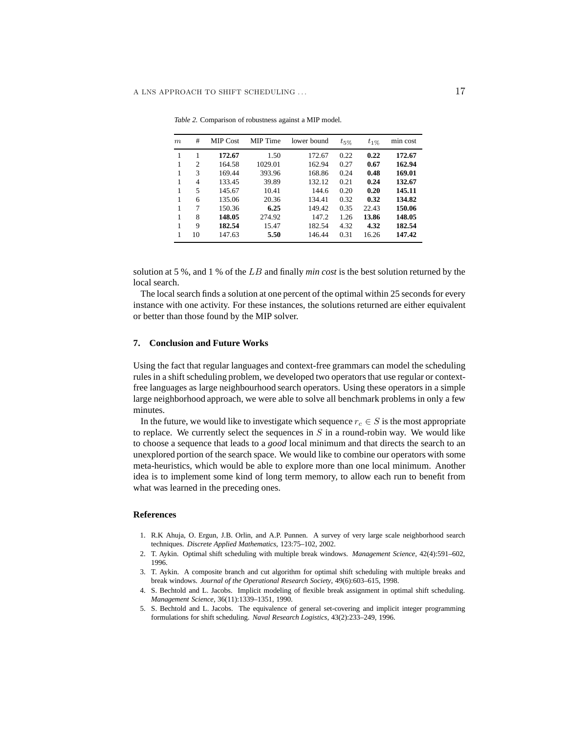*Table 2.* Comparison of robustness against a MIP model.

| $m$ | # | MIP Cost | MIP Time | lower bound | $t_{5\%}$ | $t_{1\%}$ | min cost |
|---|---|---|---|---|---|---|---|
| 1 | 1 | **172.67** | 1.50 | 172.67 | 0.22 | **0.22** | **172.67** |
| 1 | 2 | 164.58 | 1029.01 | 162.94 | 0.27 | **0.67** | **162.94** |
| 1 | 3 | 169.44 | 393.96 | 168.86 | 0.24 | **0.48** | **169.01** |
| 1 | 4 | 133.45 | 39.89 | 132.12 | 0.21 | **0.24** | **132.67** |
| 1 | 5 | 145.67 | 10.41 | 144.6 | 0.20 | **0.20** | **145.11** |
| 1 | 6 | 135.06 | 20.36 | 134.41 | 0.32 | **0.32** | **134.82** |
| 1 | 7 | 150.36 | **6.25** | 149.42 | 0.35 | 22.43 | **150.06** |
| 1 | 8 | **148.05** | 274.92 | 147.2 | 1.26 | **13.86** | **148.05** |
| 1 | 9 | **182.54** | 15.47 | 182.54 | 4.32 | **4.32** | **182.54** |
| 1 | 10 | 147.63 | **5.50** | 146.44 | 0.31 | 16.26 | **147.42** |

solution at 5 %, and 1 % of the $LB$ and finally *min cost* is the best solution returned by the local search.

The local search finds a solution at one percent of the optimal within 25 seconds for every instance with one activity. For these instances, the solutions returned are either equivalent or better than those found by the MIP solver.

## 7. Conclusion and Future Works

Using the fact that regular languages and context-free grammars can model the scheduling rules in a shift scheduling problem, we developed two operators that use regular or context-free languages as large neighbourhood search operators. Using these operators in a simple large neighborhood approach, we were able to solve all benchmark problems in only a few minutes.

In the future, we would like to investigate which sequence $r_c \in S$ is the most appropriate to replace. We currently select the sequences in $S$ in a round-robin way. We would like to choose a sequence that leads to a *good* local minimum and that directs the search to an unexplored portion of the search space. We would like to combine our operators with some meta-heuristics, which would be able to explore more than one local minimum. Another idea is to implement some kind of long term memory, to allow each run to benefit from what was learned in the preceding ones.

## References

1. R.K Ahuja, O. Ergun, J.B. Orlin, and A.P. Punnen. A survey of very large scale neighborhood search techniques. *Discrete Applied Mathematics*, 123:75–102, 2002.
2. T. Aykin. Optimal shift scheduling with multiple break windows. *Management Science*, 42(4):591–602, 1996.
3. T. Aykin. A composite branch and cut algorithm for optimal shift scheduling with multiple breaks and break windows. *Journal of the Operational Research Society*, 49(6):603–615, 1998.
4. S. Bechtold and L. Jacobs. Implicit modeling of flexible break assignment in optimal shift scheduling. *Management Science*, 36(11):1339–1351, 1990.
5. S. Bechtold and L. Jacobs. The equivalence of general set-covering and implicit integer programming formulations for shift scheduling. *Naval Research Logistics*, 43(2):233–249, 1996.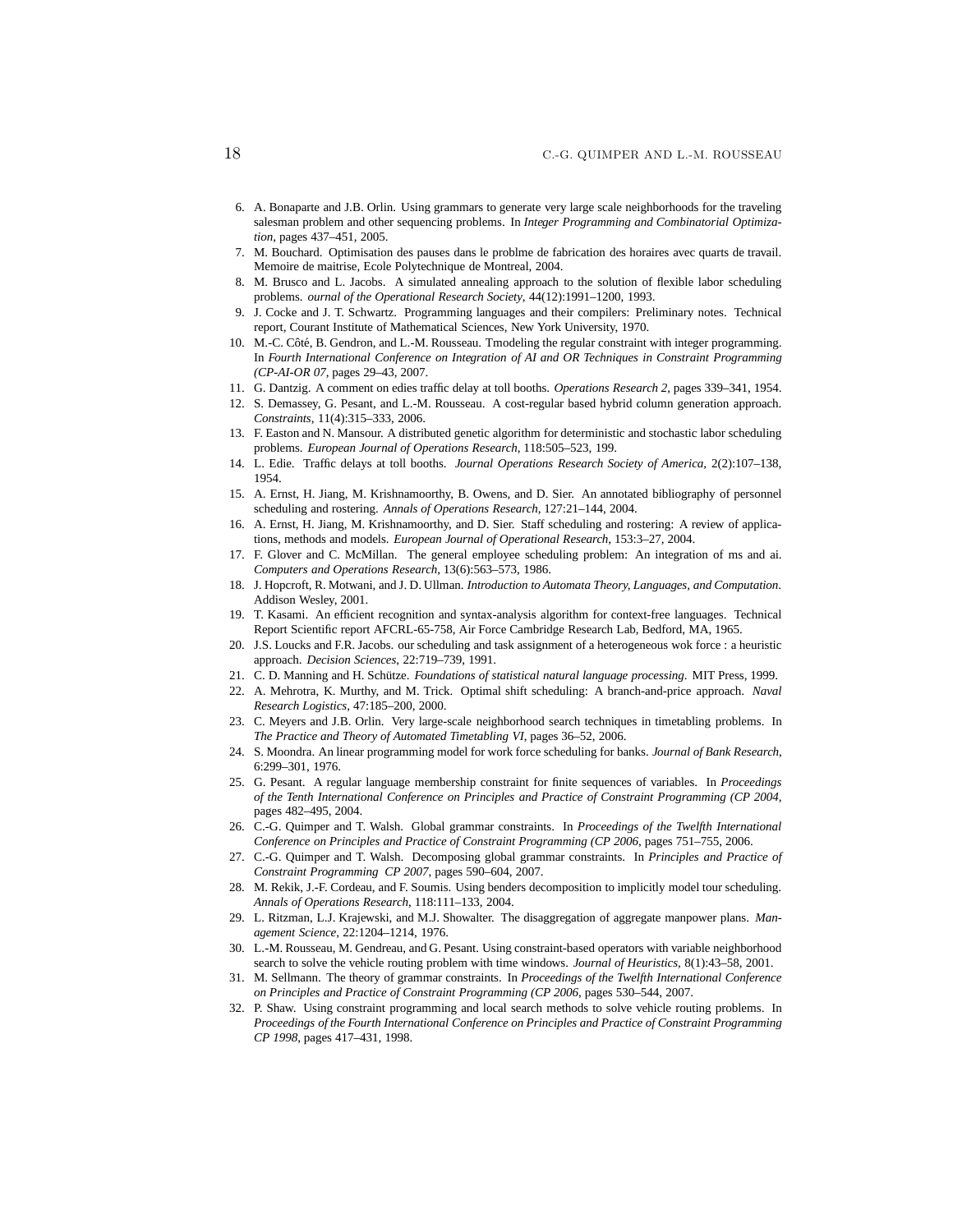6. A. Bonaparte and J.B. Orlin. Using grammars to generate very large scale neighborhoods for the traveling salesman problem and other sequencing problems. In *Integer Programming and Combinatorial Optimization*, pages 437–451, 2005.
7. M. Bouchard. Optimisation des pauses dans le problme de fabrication des horaires avec quarts de travail. Memoire de maitrise, Ecole Polytechnique de Montreal, 2004.
8. M. Brusco and L. Jacobs. A simulated annealing approach to the solution of flexible labor scheduling problems. *ournal of the Operational Research Society*, 44(12):1991–1200, 1993.
9. J. Cocke and J. T. Schwartz. Programming languages and their compilers: Preliminary notes. Technical report, Courant Institute of Mathematical Sciences, New York University, 1970.
10. M.-C. Côté, B. Gendron, and L.-M. Rousseau. Tmodeling the regular constraint with integer programming. In *Fourth International Conference on Integration of AI and OR Techniques in Constraint Programming (CP-AI-OR 07*, pages 29–43, 2007.
11. G. Dantzig. A comment on edies traffic delay at toll booths. *Operations Research 2*, pages 339–341, 1954.
12. S. Demassey, G. Pesant, and L.-M. Rousseau. A cost-regular based hybrid column generation approach. *Constraints*, 11(4):315–333, 2006.
13. F. Easton and N. Mansour. A distributed genetic algorithm for deterministic and stochastic labor scheduling problems. *European Journal of Operations Research*, 118:505–523, 199.
14. L. Edie. Traffic delays at toll booths. *Journal Operations Research Society of America*, 2(2):107–138, 1954.
15. A. Ernst, H. Jiang, M. Krishnamoorthy, B. Owens, and D. Sier. An annotated bibliography of personnel scheduling and rostering. *Annals of Operations Research*, 127:21–144, 2004.
16. A. Ernst, H. Jiang, M. Krishnamoorthy, and D. Sier. Staff scheduling and rostering: A review of applications, methods and models. *European Journal of Operational Research*, 153:3–27, 2004.
17. F. Glover and C. McMillan. The general employee scheduling problem: An integration of ms and ai. *Computers and Operations Research*, 13(6):563–573, 1986.
18. J. Hopcroft, R. Motwani, and J. D. Ullman. *Introduction to Automata Theory, Languages, and Computation*. Addison Wesley, 2001.
19. T. Kasami. An efficient recognition and syntax-analysis algorithm for context-free languages. Technical Report Scientific report AFCRL-65-758, Air Force Cambridge Research Lab, Bedford, MA, 1965.
20. J.S. Loucks and F.R. Jacobs. our scheduling and task assignment of a heterogeneous wok force : a heuristic approach. *Decision Sciences*, 22:719–739, 1991.
21. C. D. Manning and H. Schütze. *Foundations of statistical natural language processing*. MIT Press, 1999.
22. A. Mehrotra, K. Murthy, and M. Trick. Optimal shift scheduling: A branch-and-price approach. *Naval Research Logistics*, 47:185–200, 2000.
23. C. Meyers and J.B. Orlin. Very large-scale neighborhood search techniques in timetabling problems. In *The Practice and Theory of Automated Timetabling VI*, pages 36–52, 2006.
24. S. Moondra. An linear programming model for work force scheduling for banks. *Journal of Bank Research*, 6:299–301, 1976.
25. G. Pesant. A regular language membership constraint for finite sequences of variables. In *Proceedings of the Tenth International Conference on Principles and Practice of Constraint Programming (CP 2004*, pages 482–495, 2004.
26. C.-G. Quimper and T. Walsh. Global grammar constraints. In *Proceedings of the Twelfth International Conference on Principles and Practice of Constraint Programming (CP 2006*, pages 751–755, 2006.
27. C.-G. Quimper and T. Walsh. Decomposing global grammar constraints. In *Principles and Practice of Constraint Programming CP 2007*, pages 590–604, 2007.
28. M. Rekik, J.-F. Cordeau, and F. Soumis. Using benders decomposition to implicitly model tour scheduling. *Annals of Operations Research*, 118:111–133, 2004.
29. L. Ritzman, L.J. Krajewski, and M.J. Showalter. The disaggregation of aggregate manpower plans. *Management Science*, 22:1204–1214, 1976.
30. L.-M. Rousseau, M. Gendreau, and G. Pesant. Using constraint-based operators with variable neighborhood search to solve the vehicle routing problem with time windows. *Journal of Heuristics*, 8(1):43–58, 2001.
31. M. Sellmann. The theory of grammar constraints. In *Proceedings of the Twelfth International Conference on Principles and Practice of Constraint Programming (CP 2006*, pages 530–544, 2007.
32. P. Shaw. Using constraint programming and local search methods to solve vehicle routing problems. In *Proceedings of the Fourth International Conference on Principles and Practice of Constraint Programming CP 1998*, pages 417–431, 1998.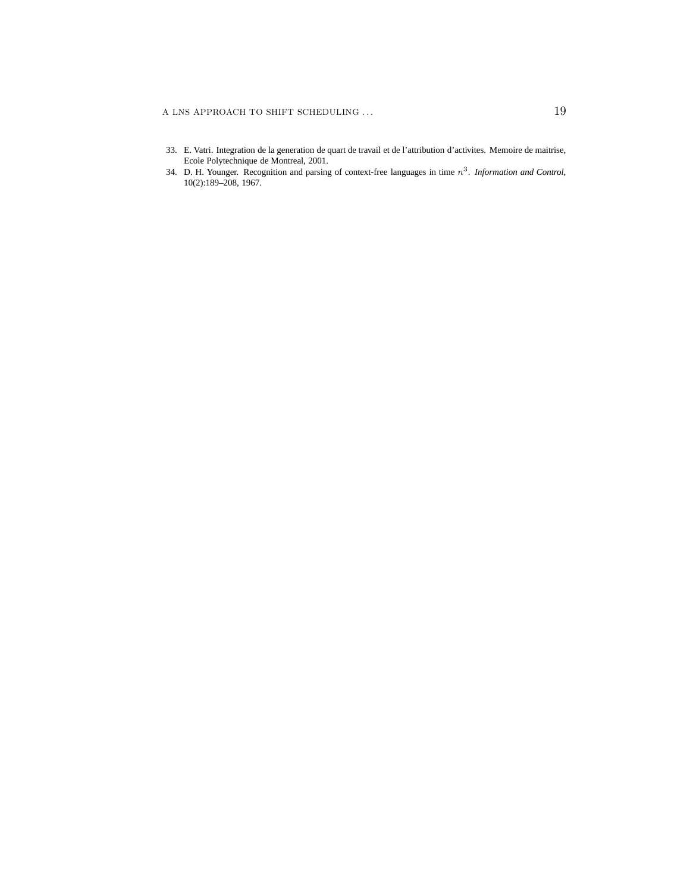33. E. Vatri. Integration de la generation de quart de travail et de l'attribution d'activites. Memoire de maitrise, Ecole Polytechnique de Montreal, 2001.
34. D. H. Younger. Recognition and parsing of context-free languages in time $n^3$. *Information and Control*, 10(2):189–208, 1967.